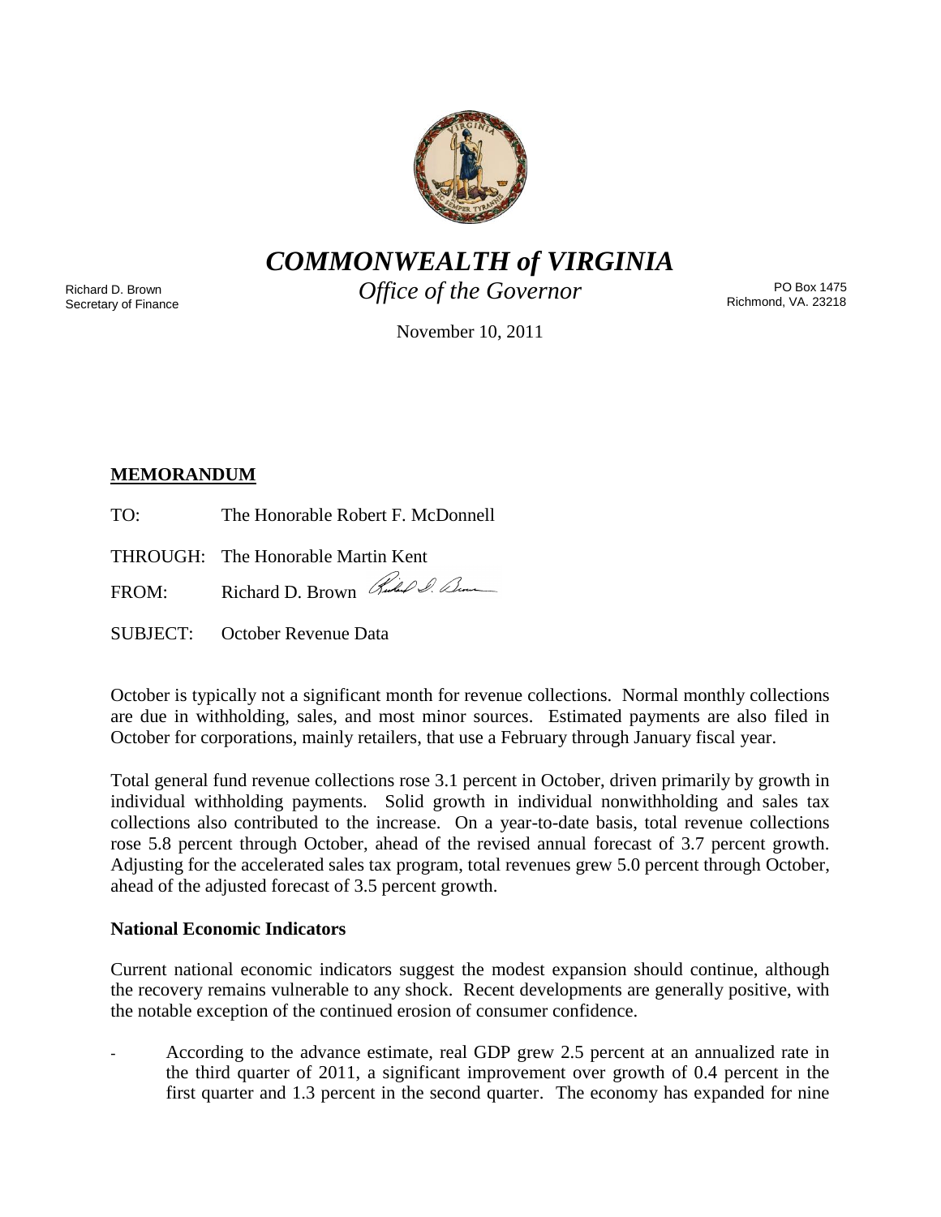# *COMMONWEALTH of VIRGINIA*

*Office of the Governor*

Richard D. Brown
Secretary of Finance

PO Box 1475
Richmond, VA. 23218

November 10, 2011

**MEMORANDUM**

TO: The Honorable Robert F. McDonnell

THROUGH: The Honorable Martin Kent

FROM: Richard D. Brown

SUBJECT: October Revenue Data

October is typically not a significant month for revenue collections. Normal monthly collections are due in withholding, sales, and most minor sources. Estimated payments are also filed in October for corporations, mainly retailers, that use a February through January fiscal year.

Total general fund revenue collections rose 3.1 percent in October, driven primarily by growth in individual withholding payments. Solid growth in individual nonwithholding and sales tax collections also contributed to the increase. On a year-to-date basis, total revenue collections rose 5.8 percent through October, ahead of the revised annual forecast of 3.7 percent growth. Adjusting for the accelerated sales tax program, total revenues grew 5.0 percent through October, ahead of the adjusted forecast of 3.5 percent growth.

**National Economic Indicators**

Current national economic indicators suggest the modest expansion should continue, although the recovery remains vulnerable to any shock. Recent developments are generally positive, with the notable exception of the continued erosion of consumer confidence.

- According to the advance estimate, real GDP grew 2.5 percent at an annualized rate in the third quarter of 2011, a significant improvement over growth of 0.4 percent in the first quarter and 1.3 percent in the second quarter. The economy has expanded for nine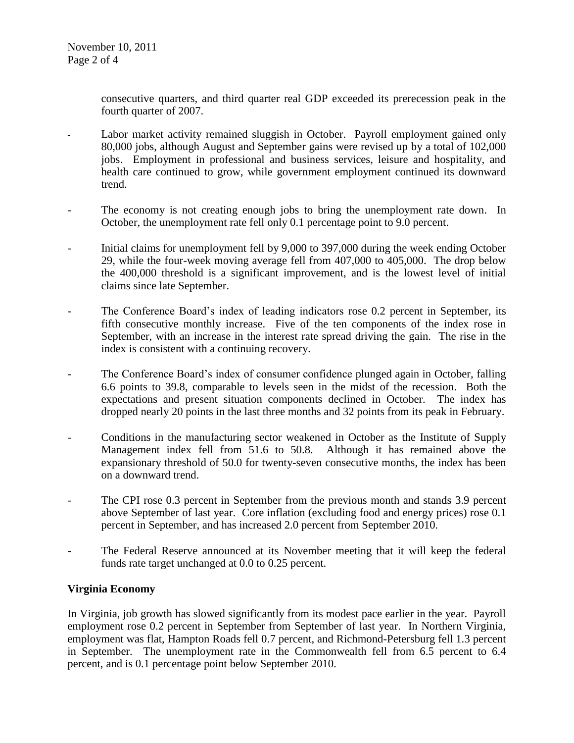consecutive quarters, and third quarter real GDP exceeded its prerecession peak in the fourth quarter of 2007.

- Labor market activity remained sluggish in October. Payroll employment gained only 80,000 jobs, although August and September gains were revised up by a total of 102,000 jobs. Employment in professional and business services, leisure and hospitality, and health care continued to grow, while government employment continued its downward trend.

- The economy is not creating enough jobs to bring the unemployment rate down. In October, the unemployment rate fell only 0.1 percentage point to 9.0 percent.

- Initial claims for unemployment fell by 9,000 to 397,000 during the week ending October 29, while the four-week moving average fell from 407,000 to 405,000. The drop below the 400,000 threshold is a significant improvement, and is the lowest level of initial claims since late September.

- The Conference Board's index of leading indicators rose 0.2 percent in September, its fifth consecutive monthly increase. Five of the ten components of the index rose in September, with an increase in the interest rate spread driving the gain. The rise in the index is consistent with a continuing recovery.

- The Conference Board's index of consumer confidence plunged again in October, falling 6.6 points to 39.8, comparable to levels seen in the midst of the recession. Both the expectations and present situation components declined in October. The index has dropped nearly 20 points in the last three months and 32 points from its peak in February.

- Conditions in the manufacturing sector weakened in October as the Institute of Supply Management index fell from 51.6 to 50.8. Although it has remained above the expansionary threshold of 50.0 for twenty-seven consecutive months, the index has been on a downward trend.

- The CPI rose 0.3 percent in September from the previous month and stands 3.9 percent above September of last year. Core inflation (excluding food and energy prices) rose 0.1 percent in September, and has increased 2.0 percent from September 2010.

- The Federal Reserve announced at its November meeting that it will keep the federal funds rate target unchanged at 0.0 to 0.25 percent.

**Virginia Economy**

In Virginia, job growth has slowed significantly from its modest pace earlier in the year. Payroll employment rose 0.2 percent in September from September of last year. In Northern Virginia, employment was flat, Hampton Roads fell 0.7 percent, and Richmond-Petersburg fell 1.3 percent in September. The unemployment rate in the Commonwealth fell from 6.5 percent to 6.4 percent, and is 0.1 percentage point below September 2010.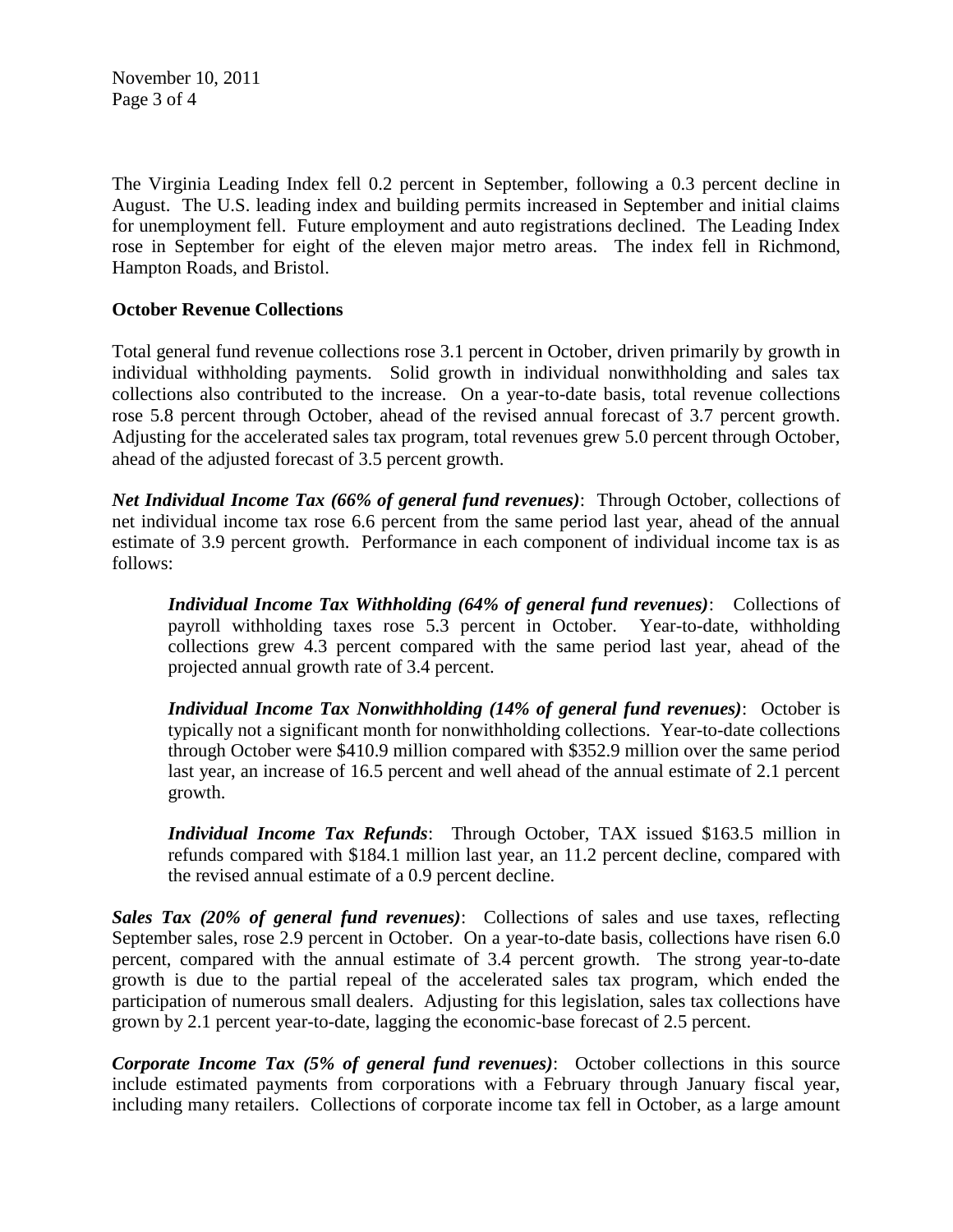The Virginia Leading Index fell 0.2 percent in September, following a 0.3 percent decline in August. The U.S. leading index and building permits increased in September and initial claims for unemployment fell. Future employment and auto registrations declined. The Leading Index rose in September for eight of the eleven major metro areas. The index fell in Richmond, Hampton Roads, and Bristol.

**October Revenue Collections**

Total general fund revenue collections rose 3.1 percent in October, driven primarily by growth in individual withholding payments. Solid growth in individual nonwithholding and sales tax collections also contributed to the increase. On a year-to-date basis, total revenue collections rose 5.8 percent through October, ahead of the revised annual forecast of 3.7 percent growth. Adjusting for the accelerated sales tax program, total revenues grew 5.0 percent through October, ahead of the adjusted forecast of 3.5 percent growth.

***Net Individual Income Tax (66% of general fund revenues)***: Through October, collections of net individual income tax rose 6.6 percent from the same period last year, ahead of the annual estimate of 3.9 percent growth. Performance in each component of individual income tax is as follows:

> ***Individual Income Tax Withholding (64% of general fund revenues)***: Collections of payroll withholding taxes rose 5.3 percent in October. Year-to-date, withholding collections grew 4.3 percent compared with the same period last year, ahead of the projected annual growth rate of 3.4 percent.
>
> ***Individual Income Tax Nonwithholding (14% of general fund revenues)***: October is typically not a significant month for nonwithholding collections. Year-to-date collections through October were $410.9 million compared with $352.9 million over the same period last year, an increase of 16.5 percent and well ahead of the annual estimate of 2.1 percent growth.
>
> ***Individual Income Tax Refunds***: Through October, TAX issued $163.5 million in refunds compared with $184.1 million last year, an 11.2 percent decline, compared with the revised annual estimate of a 0.9 percent decline.

***Sales Tax (20% of general fund revenues)***: Collections of sales and use taxes, reflecting September sales, rose 2.9 percent in October. On a year-to-date basis, collections have risen 6.0 percent, compared with the annual estimate of 3.4 percent growth. The strong year-to-date growth is due to the partial repeal of the accelerated sales tax program, which ended the participation of numerous small dealers. Adjusting for this legislation, sales tax collections have grown by 2.1 percent year-to-date, lagging the economic-base forecast of 2.5 percent.

***Corporate Income Tax (5% of general fund revenues)***: October collections in this source include estimated payments from corporations with a February through January fiscal year, including many retailers. Collections of corporate income tax fell in October, as a large amount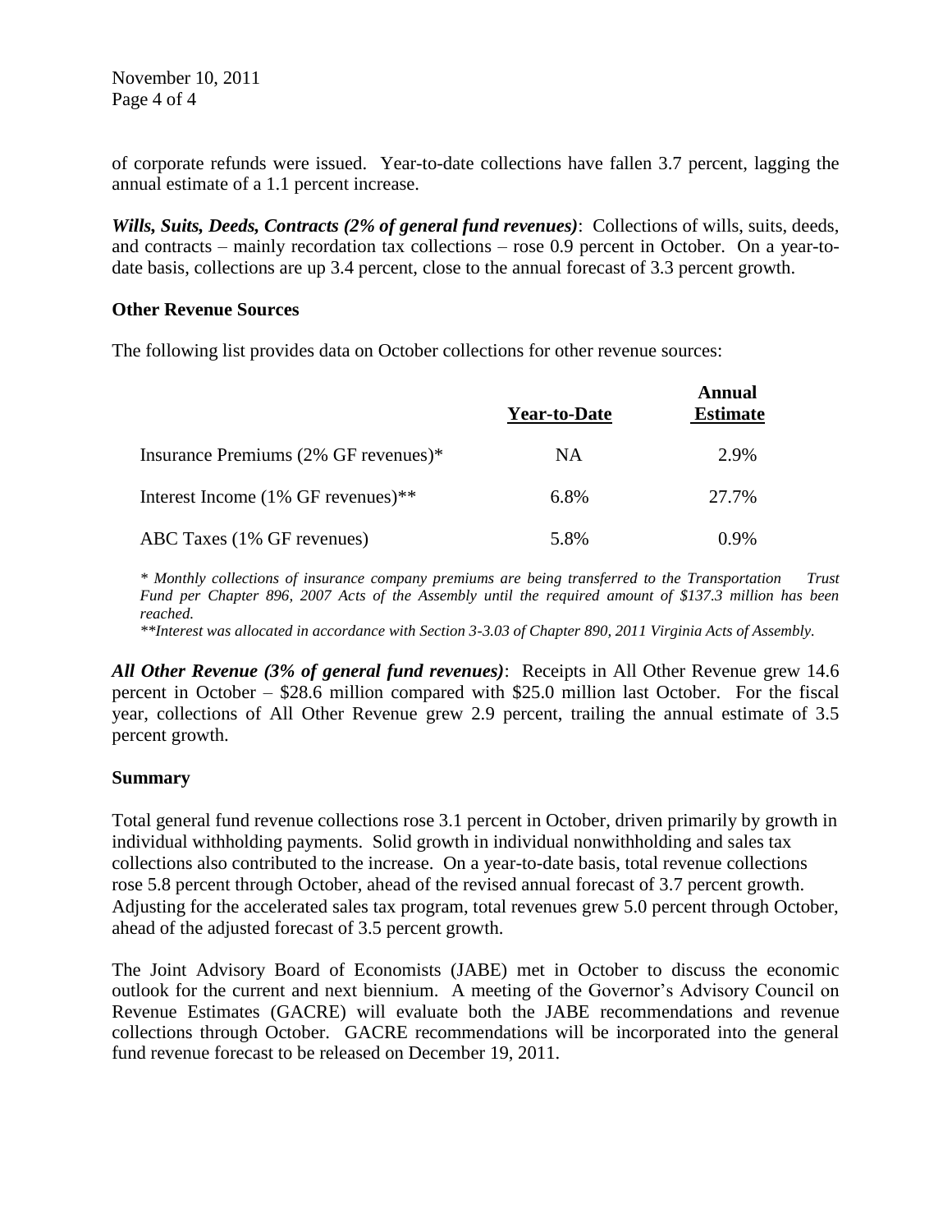of corporate refunds were issued. Year-to-date collections have fallen 3.7 percent, lagging the annual estimate of a 1.1 percent increase.

***Wills, Suits, Deeds, Contracts (2% of general fund revenues)***: Collections of wills, suits, deeds, and contracts – mainly recordation tax collections – rose 0.9 percent in October. On a year-to-date basis, collections are up 3.4 percent, close to the annual forecast of 3.3 percent growth.

**Other Revenue Sources**

The following list provides data on October collections for other revenue sources:

| | Year-to-Date | Annual Estimate |
|---|---|---|
| Insurance Premiums (2% GF revenues)* | NA | 2.9% |
| Interest Income (1% GF revenues)** | 6.8% | 27.7% |
| ABC Taxes (1% GF revenues) | 5.8% | 0.9% |

*\* Monthly collections of insurance company premiums are being transferred to the Transportation Trust Fund per Chapter 896, 2007 Acts of the Assembly until the required amount of $137.3 million has been reached.*

*\*\*Interest was allocated in accordance with Section 3-3.03 of Chapter 890, 2011 Virginia Acts of Assembly.*

***All Other Revenue (3% of general fund revenues)***: Receipts in All Other Revenue grew 14.6 percent in October – $28.6 million compared with $25.0 million last October. For the fiscal year, collections of All Other Revenue grew 2.9 percent, trailing the annual estimate of 3.5 percent growth.

**Summary**

Total general fund revenue collections rose 3.1 percent in October, driven primarily by growth in individual withholding payments. Solid growth in individual nonwithholding and sales tax collections also contributed to the increase. On a year-to-date basis, total revenue collections rose 5.8 percent through October, ahead of the revised annual forecast of 3.7 percent growth. Adjusting for the accelerated sales tax program, total revenues grew 5.0 percent through October, ahead of the adjusted forecast of 3.5 percent growth.

The Joint Advisory Board of Economists (JABE) met in October to discuss the economic outlook for the current and next biennium. A meeting of the Governor's Advisory Council on Revenue Estimates (GACRE) will evaluate both the JABE recommendations and revenue collections through October. GACRE recommendations will be incorporated into the general fund revenue forecast to be released on December 19, 2011.